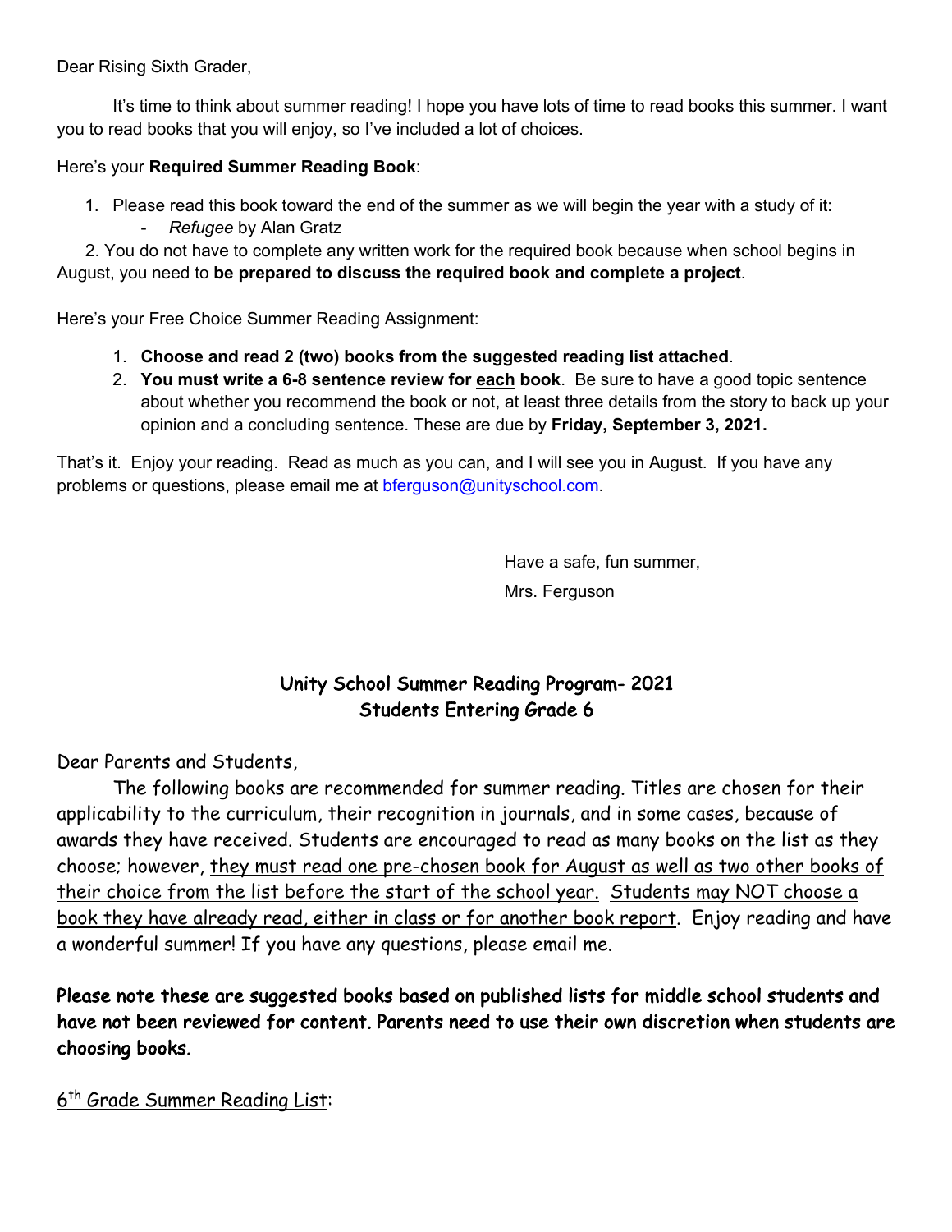Dear Rising Sixth Grader,

It's time to think about summer reading! I hope you have lots of time to read books this summer. I want you to read books that you will enjoy, so I've included a lot of choices.

Here's your **Required Summer Reading Book**:

1. Please read this book toward the end of the summer as we will begin the year with a study of it:
   - *Refugee* by Alan Gratz
2. You do not have to complete any written work for the required book because when school begins in August, you need to **be prepared to discuss the required book and complete a project**.

Here's your Free Choice Summer Reading Assignment:

1. **Choose and read 2 (two) books from the suggested reading list attached**.
2. **You must write a 6-8 sentence review for each book**. Be sure to have a good topic sentence about whether you recommend the book or not, at least three details from the story to back up your opinion and a concluding sentence. These are due by **Friday, September 3, 2021.**

That's it. Enjoy your reading. Read as much as you can, and I will see you in August. If you have any problems or questions, please email me at bferguson@unityschool.com.

Have a safe, fun summer,

Mrs. Ferguson

## Unity School Summer Reading Program- 2021
## Students Entering Grade 6

Dear Parents and Students,

The following books are recommended for summer reading. Titles are chosen for their applicability to the curriculum, their recognition in journals, and in some cases, because of awards they have received. Students are encouraged to read as many books on the list as they choose; however, they must read one pre-chosen book for August as well as two other books of their choice from the list before the start of the school year. Students may NOT choose a book they have already read, either in class or for another book report. Enjoy reading and have a wonderful summer! If you have any questions, please email me.

**Please note these are suggested books based on published lists for middle school students and have not been reviewed for content. Parents need to use their own discretion when students are choosing books.**

6th Grade Summer Reading List: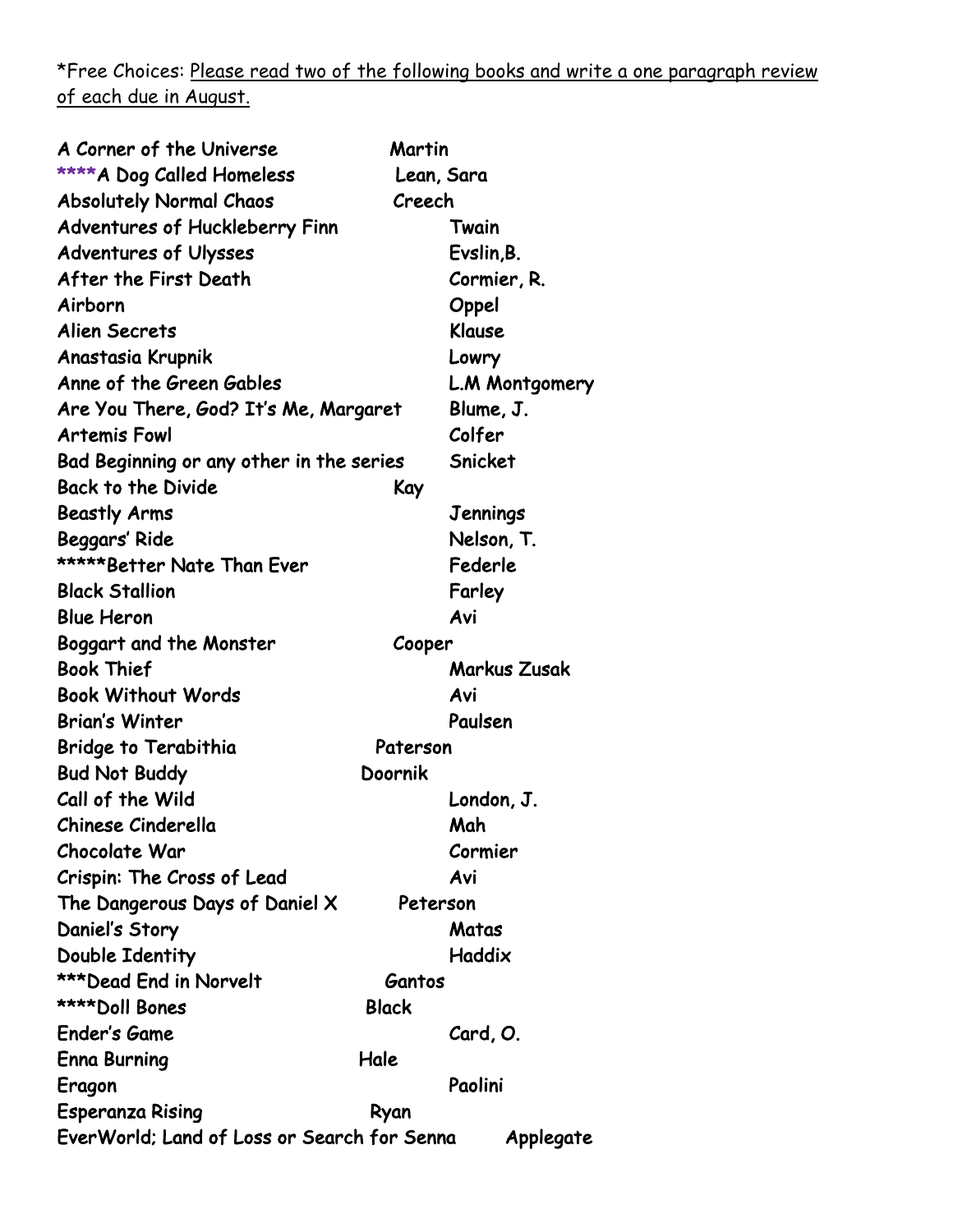*Free Choices: <u>Please read two of the following books and write a one paragraph review of each due in August.</u>

| Title | Author |
|---|---|
| A Corner of the Universe | Martin |
| ****A Dog Called Homeless | Lean, Sara |
| Absolutely Normal Chaos | Creech |
| Adventures of Huckleberry Finn | Twain |
| Adventures of Ulysses | Evslin,B. |
| After the First Death | Cormier, R. |
| Airborn | Oppel |
| Alien Secrets | Klause |
| Anastasia Krupnik | Lowry |
| Anne of the Green Gables | L.M Montgomery |
| Are You There, God? It's Me, Margaret | Blume, J. |
| Artemis Fowl | Colfer |
| Bad Beginning or any other in the series | Snicket |
| Back to the Divide | Kay |
| Beastly Arms | Jennings |
| Beggars' Ride | Nelson, T. |
| *****Better Nate Than Ever | Federle |
| Black Stallion | Farley |
| Blue Heron | Avi |
| Boggart and the Monster | Cooper |
| Book Thief | Markus Zusak |
| Book Without Words | Avi |
| Brian's Winter | Paulsen |
| Bridge to Terabithia | Paterson |
| Bud Not Buddy | Doornik |
| Call of the Wild | London, J. |
| Chinese Cinderella | Mah |
| Chocolate War | Cormier |
| Crispin: The Cross of Lead | Avi |
| The Dangerous Days of Daniel X | Peterson |
| Daniel's Story | Matas |
| Double Identity | Haddix |
| ***Dead End in Norvelt | Gantos |
| ****Doll Bones | Black |
| Ender's Game | Card, O. |
| Enna Burning | Hale |
| Eragon | Paolini |
| Esperanza Rising | Ryan |
| EverWorld; Land of Loss or Search for Senna | Applegate |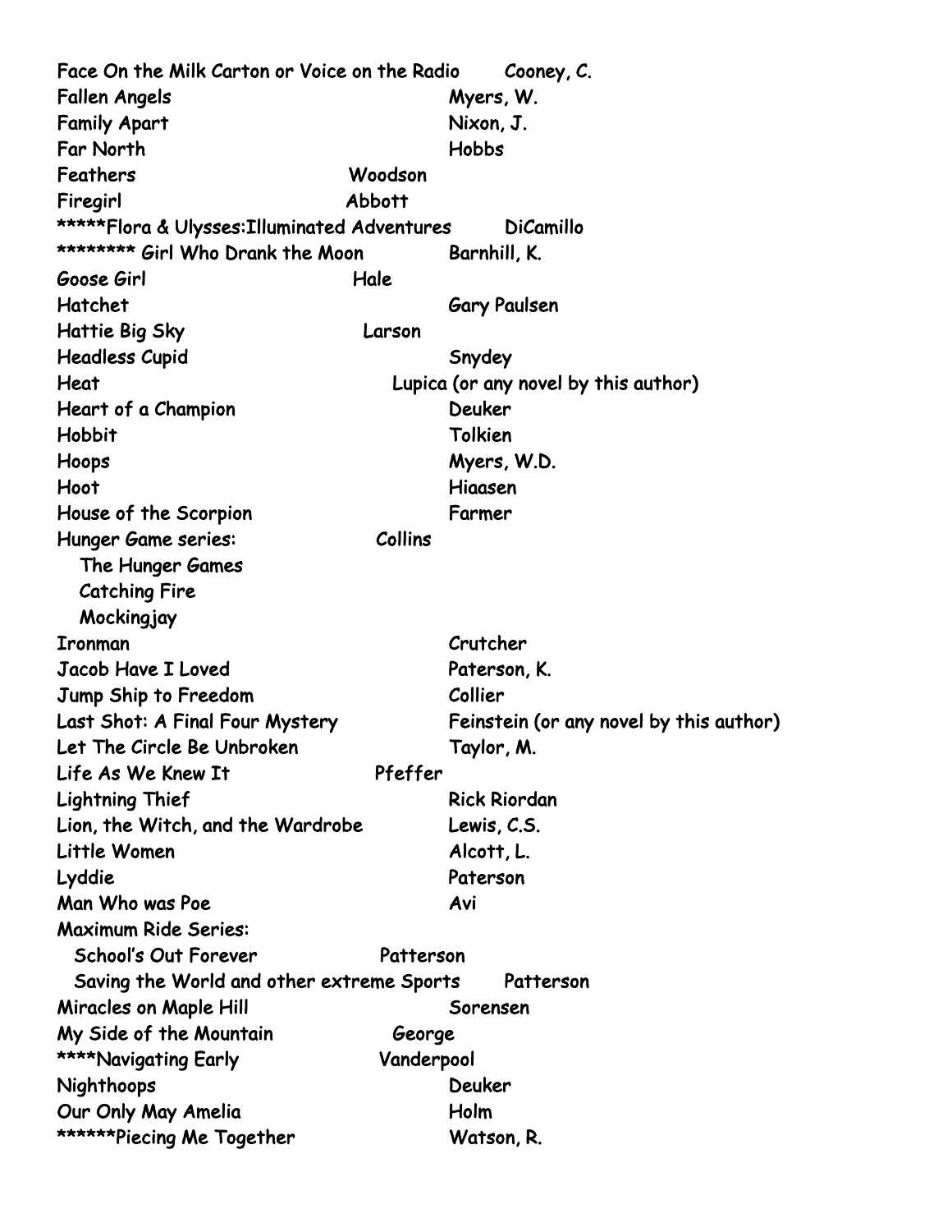| | |
|---|---|
| Face On the Milk Carton or Voice on the Radio | Cooney, C. |
| Fallen Angels | Myers, W. |
| Family Apart | Nixon, J. |
| Far North | Hobbs |
| Feathers | Woodson |
| Firegirl | Abbott |
| *****Flora & Ulysses:Illuminated Adventures | DiCamillo |
| ******** Girl Who Drank the Moon | Barnhill, K. |
| Goose Girl | Hale |
| Hatchet | Gary Paulsen |
| Hattie Big Sky | Larson |
| Headless Cupid | Snydey |
| Heat | Lupica (or any novel by this author) |
| Heart of a Champion | Deuker |
| Hobbit | Tolkien |
| Hoops | Myers, W.D. |
| Hoot | Hiaasen |
| House of the Scorpion | Farmer |
| Hunger Game series: | Collins |
| The Hunger Games | |
| Catching Fire | |
| Mockingjay | |
| Ironman | Crutcher |
| Jacob Have I Loved | Paterson, K. |
| Jump Ship to Freedom | Collier |
| Last Shot: A Final Four Mystery | Feinstein (or any novel by this author) |
| Let The Circle Be Unbroken | Taylor, M. |
| Life As We Knew It | Pfeffer |
| Lightning Thief | Rick Riordan |
| Lion, the Witch, and the Wardrobe | Lewis, C.S. |
| Little Women | Alcott, L. |
| Lyddie | Paterson |
| Man Who was Poe | Avi |
| Maximum Ride Series: | |
| School's Out Forever | Patterson |
| Saving the World and other extreme Sports | Patterson |
| Miracles on Maple Hill | Sorensen |
| My Side of the Mountain | George |
| ****Navigating Early | Vanderpool |
| Nighthoops | Deuker |
| Our Only May Amelia | Holm |
| ******Piecing Me Together | Watson, R. |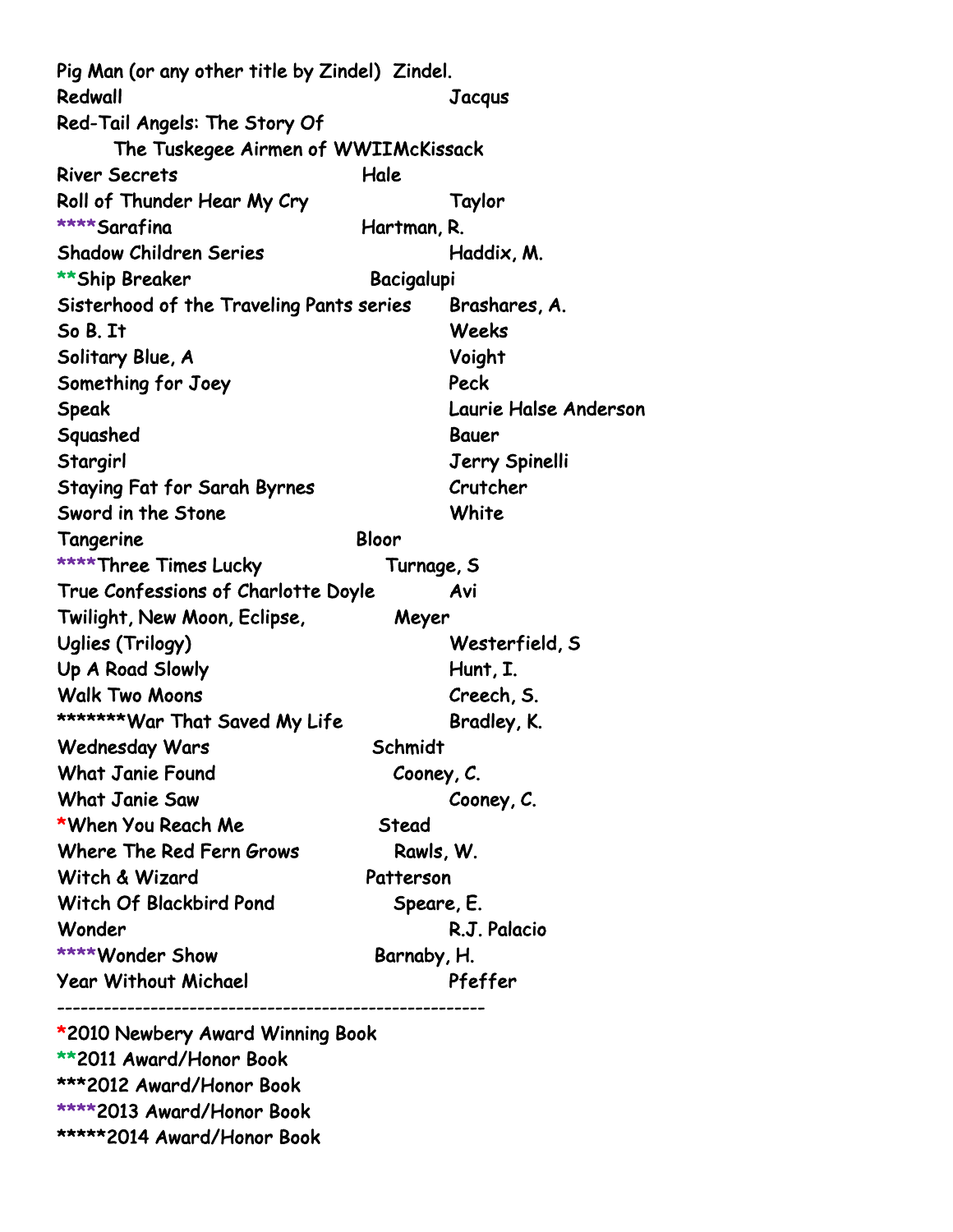Pig Man (or any other title by Zindel) Zindel.
Redwall Jacqus
Red-Tail Angels: The Story Of
The Tuskegee Airmen of WWIIMcKissack
River Secrets Hale
Roll of Thunder Hear My Cry Taylor
****Sarafina Hartman, R.
Shadow Children Series Haddix, M.
**Ship Breaker Bacigalupi
Sisterhood of the Traveling Pants series Brashares, A.
So B. It Weeks
Solitary Blue, A Voight
Something for Joey Peck
Speak Laurie Halse Anderson
Squashed Bauer
Stargirl Jerry Spinelli
Staying Fat for Sarah Byrnes Crutcher
Sword in the Stone White
Tangerine Bloor
****Three Times Lucky Turnage, S
True Confessions of Charlotte Doyle Avi
Twilight, New Moon, Eclipse, Meyer
Uglies (Trilogy) Westerfield, S
Up A Road Slowly Hunt, I.
Walk Two Moons Creech, S.
*******War That Saved My Life Bradley, K.
Wednesday Wars Schmidt
What Janie Found Cooney, C.
What Janie Saw Cooney, C.
*When You Reach Me Stead
Where The Red Fern Grows Rawls, W.
Witch & Wizard Patterson
Witch Of Blackbird Pond Speare, E.
Wonder R.J. Palacio
****Wonder Show Barnaby, H.
Year Without Michael Pfeffer

---

*2010 Newbery Award Winning Book
**2011 Award/Honor Book
***2012 Award/Honor Book
****2013 Award/Honor Book
*****2014 Award/Honor Book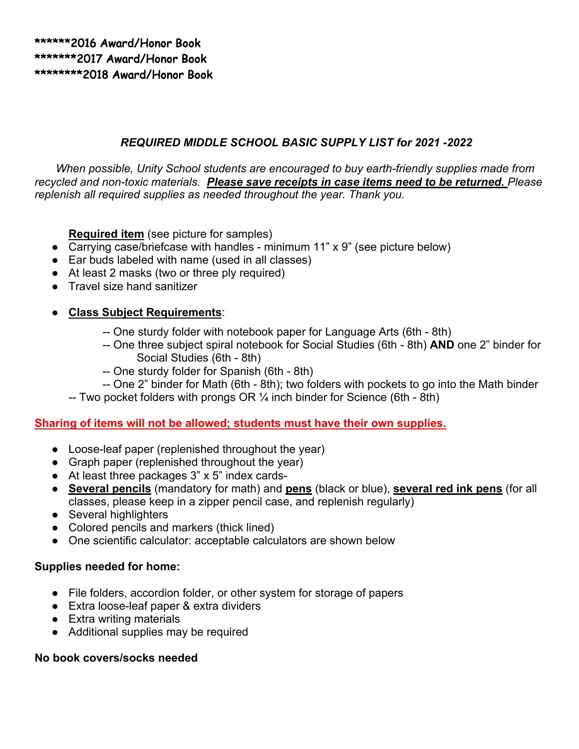******2016 Award/Honor Book
*******2017 Award/Honor Book
********2018 Award/Honor Book

## *REQUIRED MIDDLE SCHOOL BASIC SUPPLY LIST for 2021 -2022*

*When possible, Unity School students are encouraged to buy earth-friendly supplies made from recycled and non-toxic materials.* ***Please save receipts in case items need to be returned.*** *Please replenish all required supplies as needed throughout the year. Thank you.*

**Required item** (see picture for samples)

- Carrying case/briefcase with handles - minimum 11" x 9" (see picture below)
- Ear buds labeled with name (used in all classes)
- At least 2 masks (two or three ply required)
- Travel size hand sanitizer
- **Class Subject Requirements**:
    - -- One sturdy folder with notebook paper for Language Arts (6th - 8th)
    - -- One three subject spiral notebook for Social Studies (6th - 8th) **AND** one 2" binder for Social Studies (6th - 8th)
    - -- One sturdy folder for Spanish (6th - 8th)
    - -- One 2" binder for Math (6th - 8th); two folders with pockets to go into the Math binder

-- Two pocket folders with prongs OR ¼ inch binder for Science (6th - 8th)

**Sharing of items will not be allowed; students must have their own supplies.**

- Loose-leaf paper (replenished throughout the year)
- Graph paper (replenished throughout the year)
- At least three packages 3" x 5" index cards-
- **Several pencils** (mandatory for math) and **pens** (black or blue), **several red ink pens** (for all classes, please keep in a zipper pencil case, and replenish regularly)
- Several highlighters
- Colored pencils and markers (thick lined)
- One scientific calculator: acceptable calculators are shown below

**Supplies needed for home:**

- File folders, accordion folder, or other system for storage of papers
- Extra loose-leaf paper & extra dividers
- Extra writing materials
- Additional supplies may be required

**No book covers/socks needed**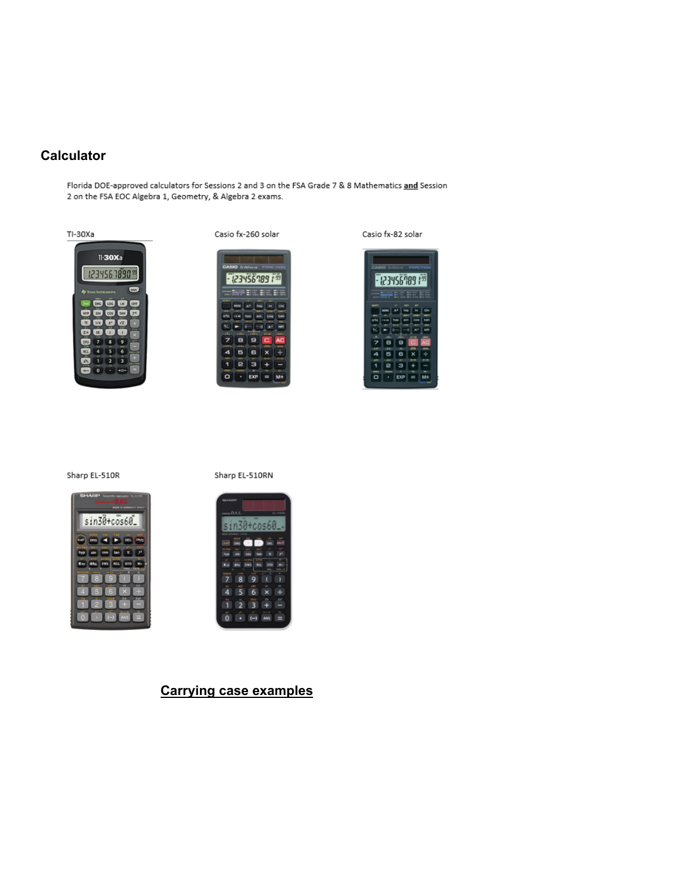## Calculator

Florida DOE-approved calculators for Sessions 2 and 3 on the FSA Grade 7 & 8 Mathematics **and** Session 2 on the FSA EOC Algebra 1, Geometry, & Algebra 2 exams.

TI-30Xa

Casio fx-260 solar

Casio fx-82 solar

Sharp EL-510R

Sharp EL-510RN

## Carrying case examples